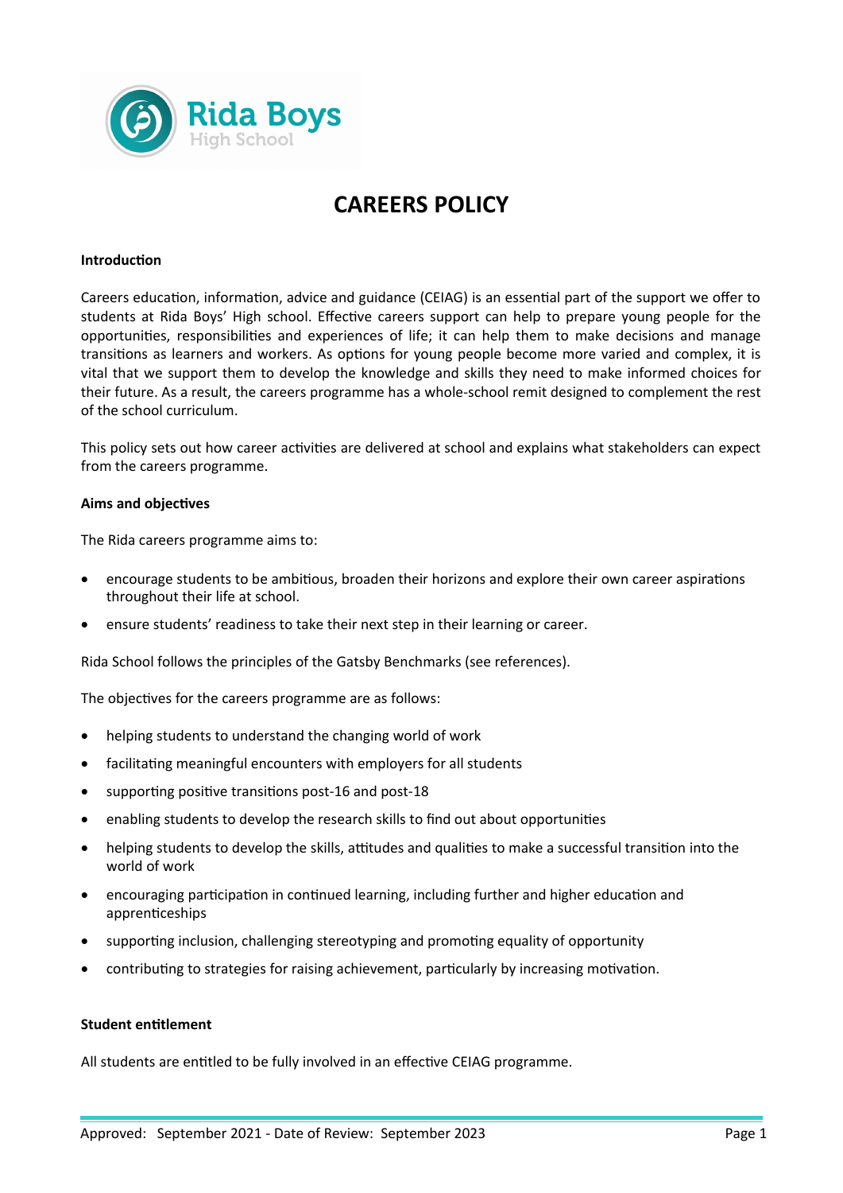# CAREERS POLICY

**Introduction**

Careers education, information, advice and guidance (CEIAG) is an essential part of the support we offer to students at Rida Boys' High school. Effective careers support can help to prepare young people for the opportunities, responsibilities and experiences of life; it can help them to make decisions and manage transitions as learners and workers. As options for young people become more varied and complex, it is vital that we support them to develop the knowledge and skills they need to make informed choices for their future. As a result, the careers programme has a whole-school remit designed to complement the rest of the school curriculum.

This policy sets out how career activities are delivered at school and explains what stakeholders can expect from the careers programme.

**Aims and objectives**

The Rida careers programme aims to:

- encourage students to be ambitious, broaden their horizons and explore their own career aspirations throughout their life at school.
- ensure students' readiness to take their next step in their learning or career.

Rida School follows the principles of the Gatsby Benchmarks (see references).

The objectives for the careers programme are as follows:

- helping students to understand the changing world of work
- facilitating meaningful encounters with employers for all students
- supporting positive transitions post-16 and post-18
- enabling students to develop the research skills to find out about opportunities
- helping students to develop the skills, attitudes and qualities to make a successful transition into the world of work
- encouraging participation in continued learning, including further and higher education and apprenticeships
- supporting inclusion, challenging stereotyping and promoting equality of opportunity
- contributing to strategies for raising achievement, particularly by increasing motivation.

**Student entitlement**

All students are entitled to be fully involved in an effective CEIAG programme.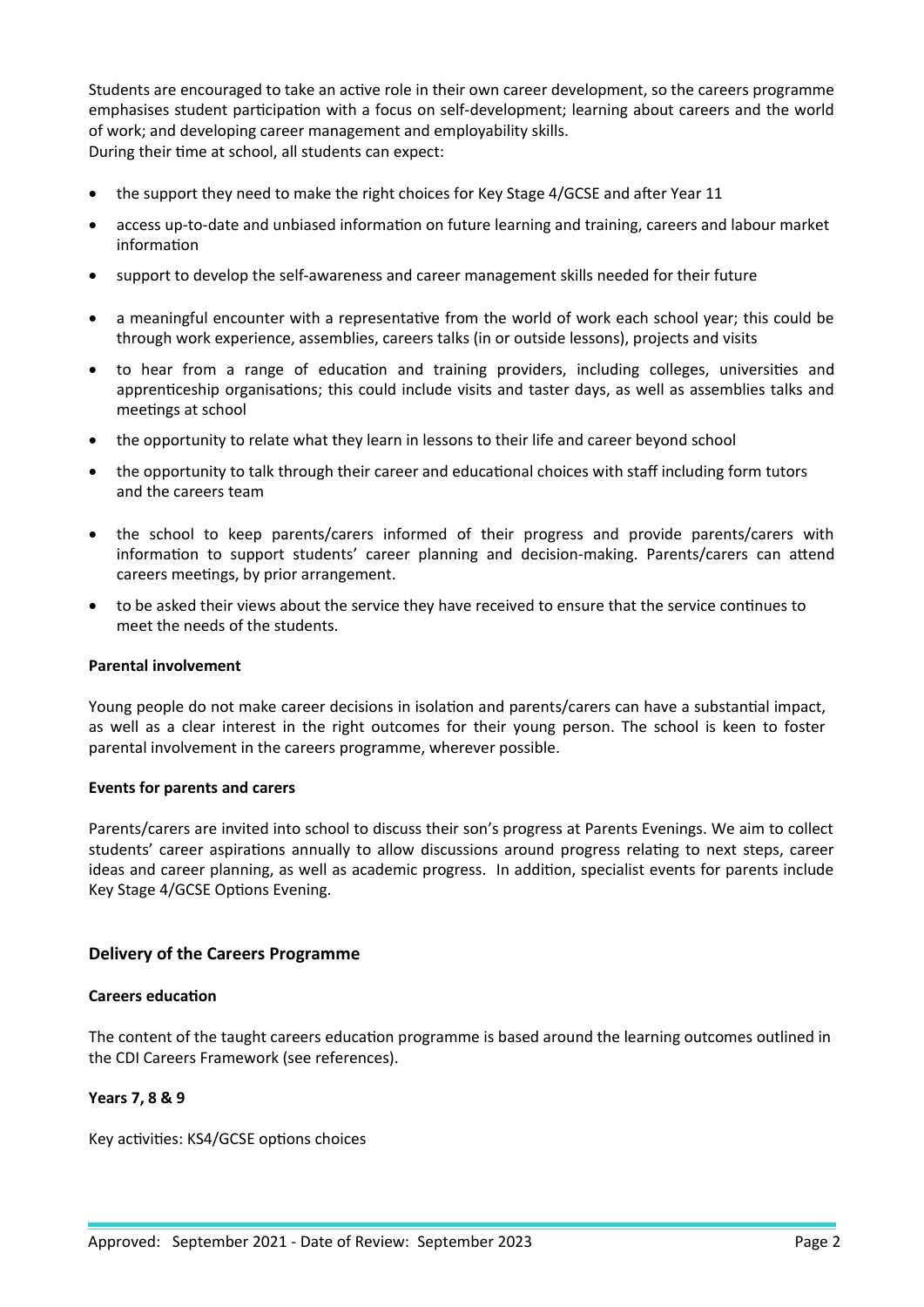Students are encouraged to take an active role in their own career development, so the careers programme emphasises student participation with a focus on self-development; learning about careers and the world of work; and developing career management and employability skills.
During their time at school, all students can expect:

- the support they need to make the right choices for Key Stage 4/GCSE and after Year 11
- access up-to-date and unbiased information on future learning and training, careers and labour market information
- support to develop the self-awareness and career management skills needed for their future
- a meaningful encounter with a representative from the world of work each school year; this could be through work experience, assemblies, careers talks (in or outside lessons), projects and visits
- to hear from a range of education and training providers, including colleges, universities and apprenticeship organisations; this could include visits and taster days, as well as assemblies talks and meetings at school
- the opportunity to relate what they learn in lessons to their life and career beyond school
- the opportunity to talk through their career and educational choices with staff including form tutors and the careers team
- the school to keep parents/carers informed of their progress and provide parents/carers with information to support students' career planning and decision-making. Parents/carers can attend careers meetings, by prior arrangement.
- to be asked their views about the service they have received to ensure that the service continues to meet the needs of the students.

**Parental involvement**

Young people do not make career decisions in isolation and parents/carers can have a substantial impact, as well as a clear interest in the right outcomes for their young person. The school is keen to foster parental involvement in the careers programme, wherever possible.

**Events for parents and carers**

Parents/carers are invited into school to discuss their son's progress at Parents Evenings. We aim to collect students' career aspirations annually to allow discussions around progress relating to next steps, career ideas and career planning, as well as academic progress. In addition, specialist events for parents include Key Stage 4/GCSE Options Evening.

## Delivery of the Careers Programme

**Careers education**

The content of the taught careers education programme is based around the learning outcomes outlined in the CDI Careers Framework (see references).

**Years 7, 8 & 9**

Key activities: KS4/GCSE options choices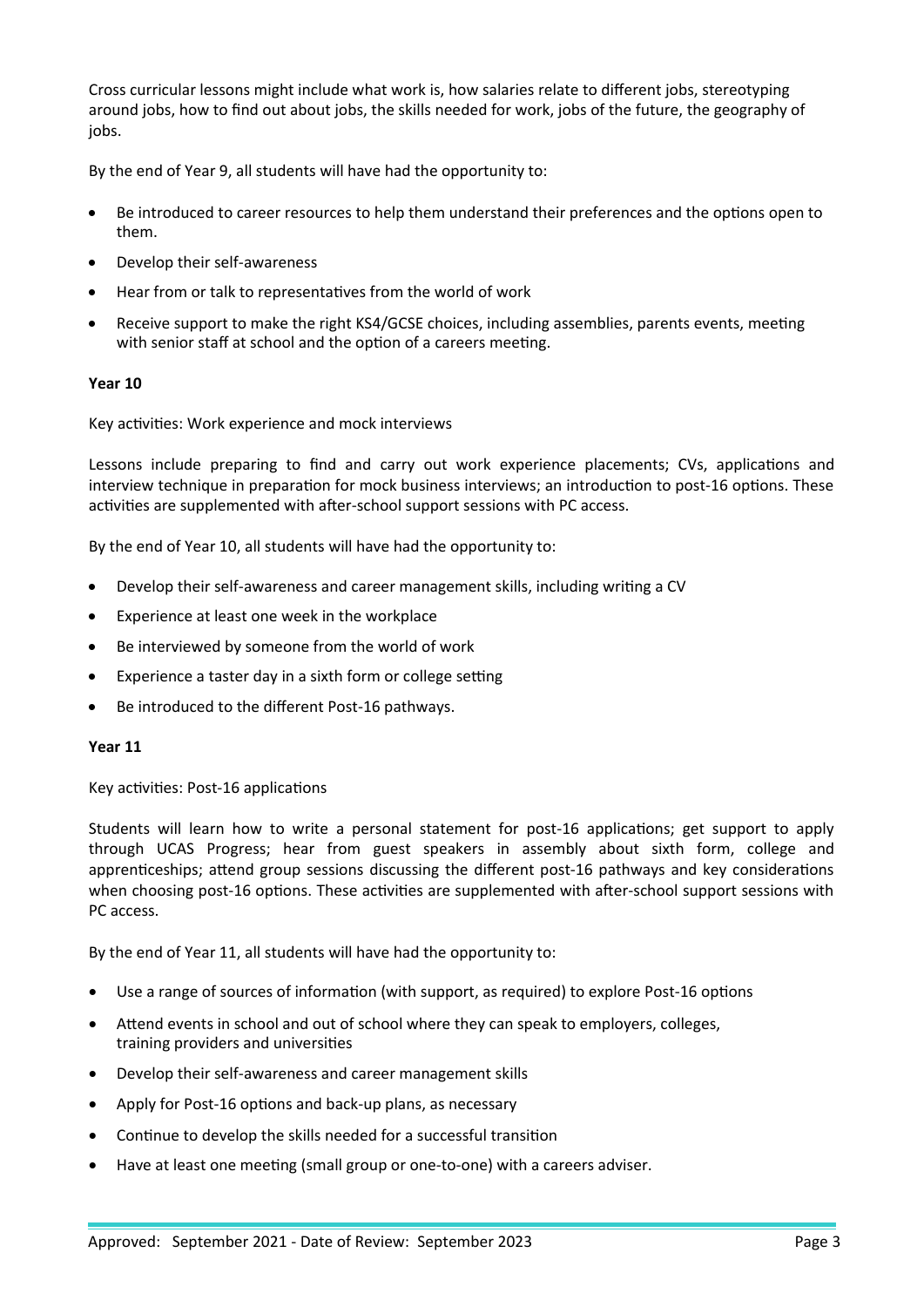Cross curricular lessons might include what work is, how salaries relate to different jobs, stereotyping around jobs, how to find out about jobs, the skills needed for work, jobs of the future, the geography of jobs.

By the end of Year 9, all students will have had the opportunity to:

- Be introduced to career resources to help them understand their preferences and the options open to them.
- Develop their self-awareness
- Hear from or talk to representatives from the world of work
- Receive support to make the right KS4/GCSE choices, including assemblies, parents events, meeting with senior staff at school and the option of a careers meeting.

**Year 10**

Key activities: Work experience and mock interviews

Lessons include preparing to find and carry out work experience placements; CVs, applications and interview technique in preparation for mock business interviews; an introduction to post-16 options. These activities are supplemented with after-school support sessions with PC access.

By the end of Year 10, all students will have had the opportunity to:

- Develop their self-awareness and career management skills, including writing a CV
- Experience at least one week in the workplace
- Be interviewed by someone from the world of work
- Experience a taster day in a sixth form or college setting
- Be introduced to the different Post-16 pathways.

**Year 11**

Key activities: Post-16 applications

Students will learn how to write a personal statement for post-16 applications; get support to apply through UCAS Progress; hear from guest speakers in assembly about sixth form, college and apprenticeships; attend group sessions discussing the different post-16 pathways and key considerations when choosing post-16 options. These activities are supplemented with after-school support sessions with PC access.

By the end of Year 11, all students will have had the opportunity to:

- Use a range of sources of information (with support, as required) to explore Post-16 options
- Attend events in school and out of school where they can speak to employers, colleges, training providers and universities
- Develop their self-awareness and career management skills
- Apply for Post-16 options and back-up plans, as necessary
- Continue to develop the skills needed for a successful transition
- Have at least one meeting (small group or one-to-one) with a careers adviser.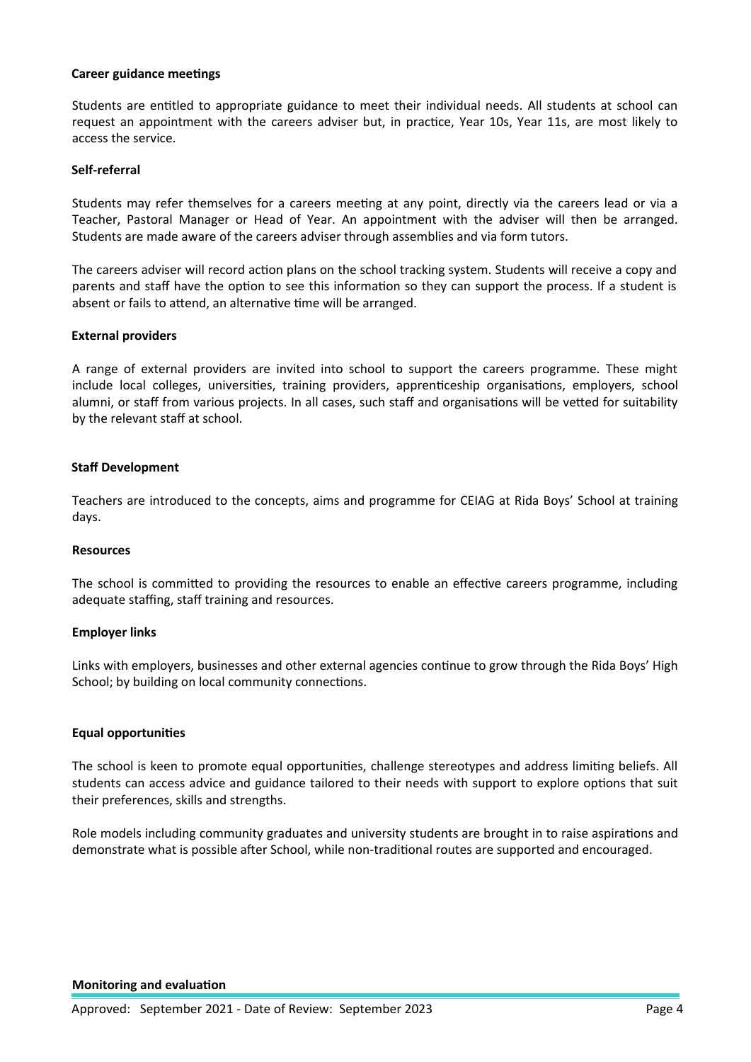**Career guidance meetings**

Students are entitled to appropriate guidance to meet their individual needs. All students at school can request an appointment with the careers adviser but, in practice, Year 10s, Year 11s, are most likely to access the service.

**Self-referral**

Students may refer themselves for a careers meeting at any point, directly via the careers lead or via a Teacher, Pastoral Manager or Head of Year. An appointment with the adviser will then be arranged. Students are made aware of the careers adviser through assemblies and via form tutors.

The careers adviser will record action plans on the school tracking system. Students will receive a copy and parents and staff have the option to see this information so they can support the process. If a student is absent or fails to attend, an alternative time will be arranged.

**External providers**

A range of external providers are invited into school to support the careers programme. These might include local colleges, universities, training providers, apprenticeship organisations, employers, school alumni, or staff from various projects. In all cases, such staff and organisations will be vetted for suitability by the relevant staff at school.

**Staff Development**

Teachers are introduced to the concepts, aims and programme for CEIAG at Rida Boys' School at training days.

**Resources**

The school is committed to providing the resources to enable an effective careers programme, including adequate staffing, staff training and resources.

**Employer links**

Links with employers, businesses and other external agencies continue to grow through the Rida Boys' High School; by building on local community connections.

**Equal opportunities**

The school is keen to promote equal opportunities, challenge stereotypes and address limiting beliefs. All students can access advice and guidance tailored to their needs with support to explore options that suit their preferences, skills and strengths.

Role models including community graduates and university students are brought in to raise aspirations and demonstrate what is possible after School, while non-traditional routes are supported and encouraged.

**Monitoring and evaluation**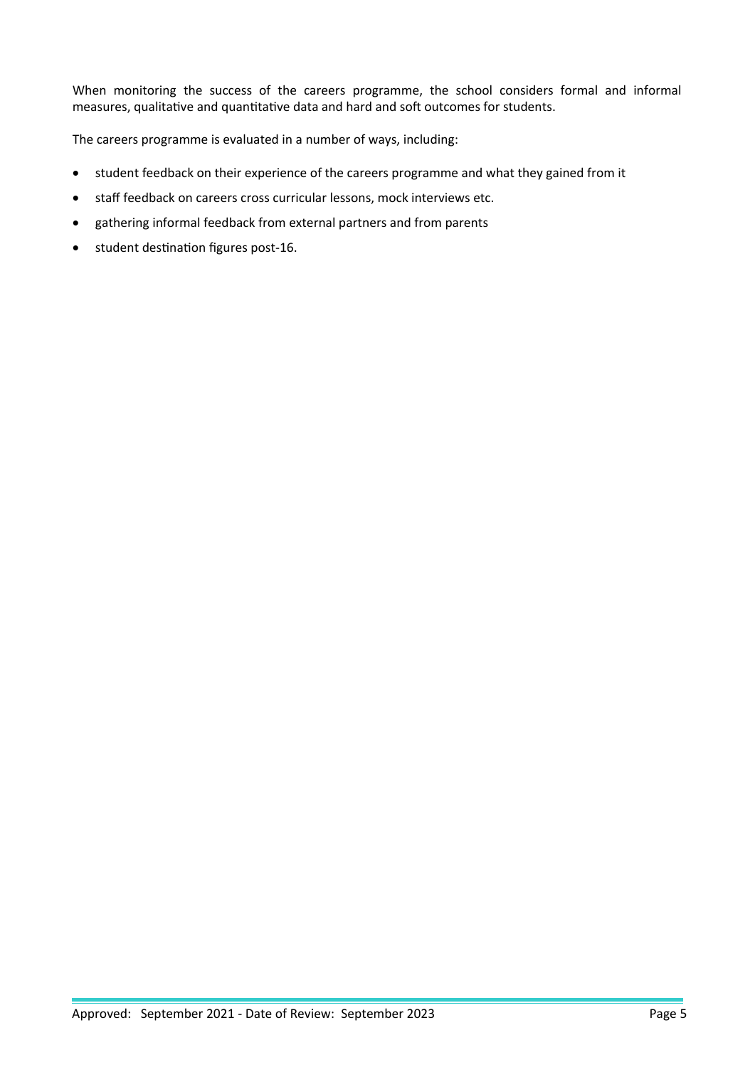When monitoring the success of the careers programme, the school considers formal and informal measures, qualitative and quantitative data and hard and soft outcomes for students.

The careers programme is evaluated in a number of ways, including:

- student feedback on their experience of the careers programme and what they gained from it
- staff feedback on careers cross curricular lessons, mock interviews etc.
- gathering informal feedback from external partners and from parents
- student destination figures post-16.